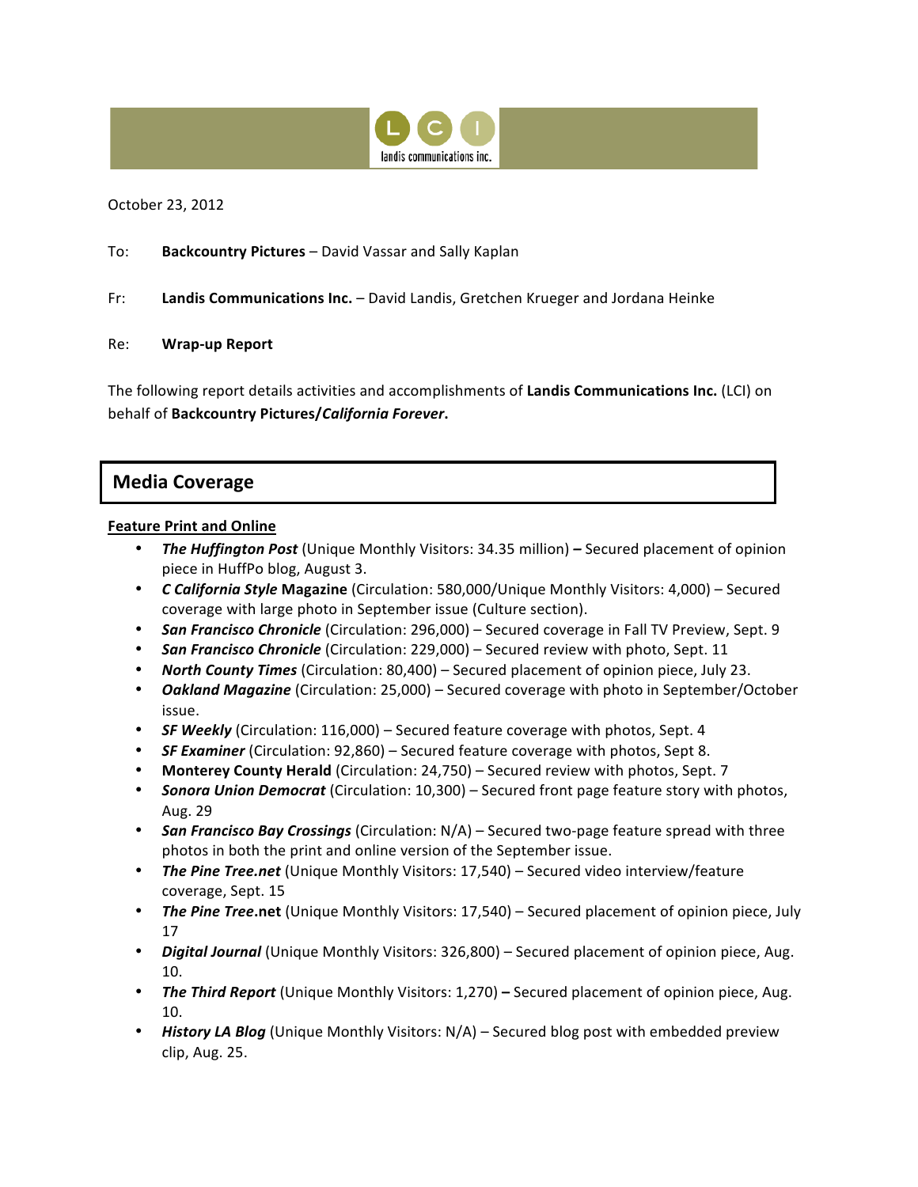landis communications inc.

October 23, 2012

To: **Backcountry Pictures** – David Vassar and Sally Kaplan

Fr: **Landis Communications Inc.** – David Landis, Gretchen Krueger and Jordana Heinke

Re: **Wrap-up Report**

The following report details activities and accomplishments of **Landis Communications Inc.** (LCI) on behalf of **Backcountry Pictures/*California Forever*.**

## Media Coverage

**Feature Print and Online**

- ***The Huffington Post*** (Unique Monthly Visitors: 34.35 million) **–** Secured placement of opinion piece in HuffPo blog, August 3.
- ***C California Style* Magazine** (Circulation: 580,000/Unique Monthly Visitors: 4,000) – Secured coverage with large photo in September issue (Culture section).
- ***San Francisco Chronicle*** (Circulation: 296,000) – Secured coverage in Fall TV Preview, Sept. 9
- ***San Francisco Chronicle*** (Circulation: 229,000) – Secured review with photo, Sept. 11
- ***North County Times*** (Circulation: 80,400) – Secured placement of opinion piece, July 23.
- ***Oakland Magazine*** (Circulation: 25,000) – Secured coverage with photo in September/October issue.
- ***SF Weekly*** (Circulation: 116,000) – Secured feature coverage with photos, Sept. 4
- ***SF Examiner*** (Circulation: 92,860) – Secured feature coverage with photos, Sept 8.
- **Monterey County Herald** (Circulation: 24,750) – Secured review with photos, Sept. 7
- ***Sonora Union Democrat*** (Circulation: 10,300) – Secured front page feature story with photos, Aug. 29
- ***San Francisco Bay Crossings*** (Circulation: N/A) – Secured two-page feature spread with three photos in both the print and online version of the September issue.
- ***The Pine Tree.net*** (Unique Monthly Visitors: 17,540) – Secured video interview/feature coverage, Sept. 15
- ***The Pine Tree*.net** (Unique Monthly Visitors: 17,540) – Secured placement of opinion piece, July 17
- ***Digital Journal*** (Unique Monthly Visitors: 326,800) – Secured placement of opinion piece, Aug. 10.
- ***The Third Report*** (Unique Monthly Visitors: 1,270) **–** Secured placement of opinion piece, Aug. 10.
- ***History LA Blog*** (Unique Monthly Visitors: N/A) – Secured blog post with embedded preview clip, Aug. 25.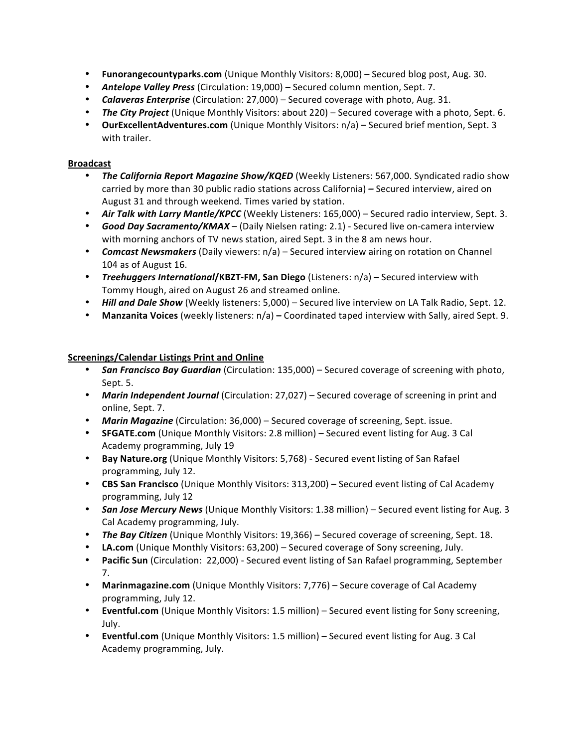- **Funorangecountyparks.com** (Unique Monthly Visitors: 8,000) – Secured blog post, Aug. 30.
- ***Antelope Valley Press*** (Circulation: 19,000) – Secured column mention, Sept. 7.
- ***Calaveras Enterprise*** (Circulation: 27,000) – Secured coverage with photo, Aug. 31.
- ***The City Project*** (Unique Monthly Visitors: about 220) – Secured coverage with a photo, Sept. 6.
- **OurExcellentAdventures.com** (Unique Monthly Visitors: n/a) – Secured brief mention, Sept. 3 with trailer.

**Broadcast**

- ***The California Report Magazine Show/KQED*** (Weekly Listeners: 567,000. Syndicated radio show carried by more than 30 public radio stations across California) **–** Secured interview, aired on August 31 and through weekend. Times varied by station.
- ***Air Talk with Larry Mantle/KPCC*** (Weekly Listeners: 165,000) – Secured radio interview, Sept. 3.
- ***Good Day Sacramento/KMAX*** – (Daily Nielsen rating: 2.1) - Secured live on-camera interview with morning anchors of TV news station, aired Sept. 3 in the 8 am news hour.
- ***Comcast Newsmakers*** (Daily viewers: n/a) – Secured interview airing on rotation on Channel 104 as of August 16.
- ***Treehuggers International*/KBZT-FM, San Diego** (Listeners: n/a) **–** Secured interview with Tommy Hough, aired on August 26 and streamed online.
- ***Hill and Dale Show*** (Weekly listeners: 5,000) – Secured live interview on LA Talk Radio, Sept. 12.
- **Manzanita Voices** (weekly listeners: n/a) **–** Coordinated taped interview with Sally, aired Sept. 9.

**Screenings/Calendar Listings Print and Online**

- ***San Francisco Bay Guardian*** (Circulation: 135,000) – Secured coverage of screening with photo, Sept. 5.
- ***Marin Independent Journal*** (Circulation: 27,027) – Secured coverage of screening in print and online, Sept. 7.
- ***Marin Magazine*** (Circulation: 36,000) – Secured coverage of screening, Sept. issue.
- **SFGATE.com** (Unique Monthly Visitors: 2.8 million) – Secured event listing for Aug. 3 Cal Academy programming, July 19
- **Bay Nature.org** (Unique Monthly Visitors: 5,768) - Secured event listing of San Rafael programming, July 12.
- **CBS San Francisco** (Unique Monthly Visitors: 313,200) – Secured event listing of Cal Academy programming, July 12
- ***San Jose Mercury News*** (Unique Monthly Visitors: 1.38 million) – Secured event listing for Aug. 3 Cal Academy programming, July.
- ***The Bay Citizen*** (Unique Monthly Visitors: 19,366) – Secured coverage of screening, Sept. 18.
- **LA.com** (Unique Monthly Visitors: 63,200) – Secured coverage of Sony screening, July.
- **Pacific Sun** (Circulation: 22,000) - Secured event listing of San Rafael programming, September 7.
- **Marinmagazine.com** (Unique Monthly Visitors: 7,776) – Secure coverage of Cal Academy programming, July 12.
- **Eventful.com** (Unique Monthly Visitors: 1.5 million) – Secured event listing for Sony screening, July.
- **Eventful.com** (Unique Monthly Visitors: 1.5 million) – Secured event listing for Aug. 3 Cal Academy programming, July.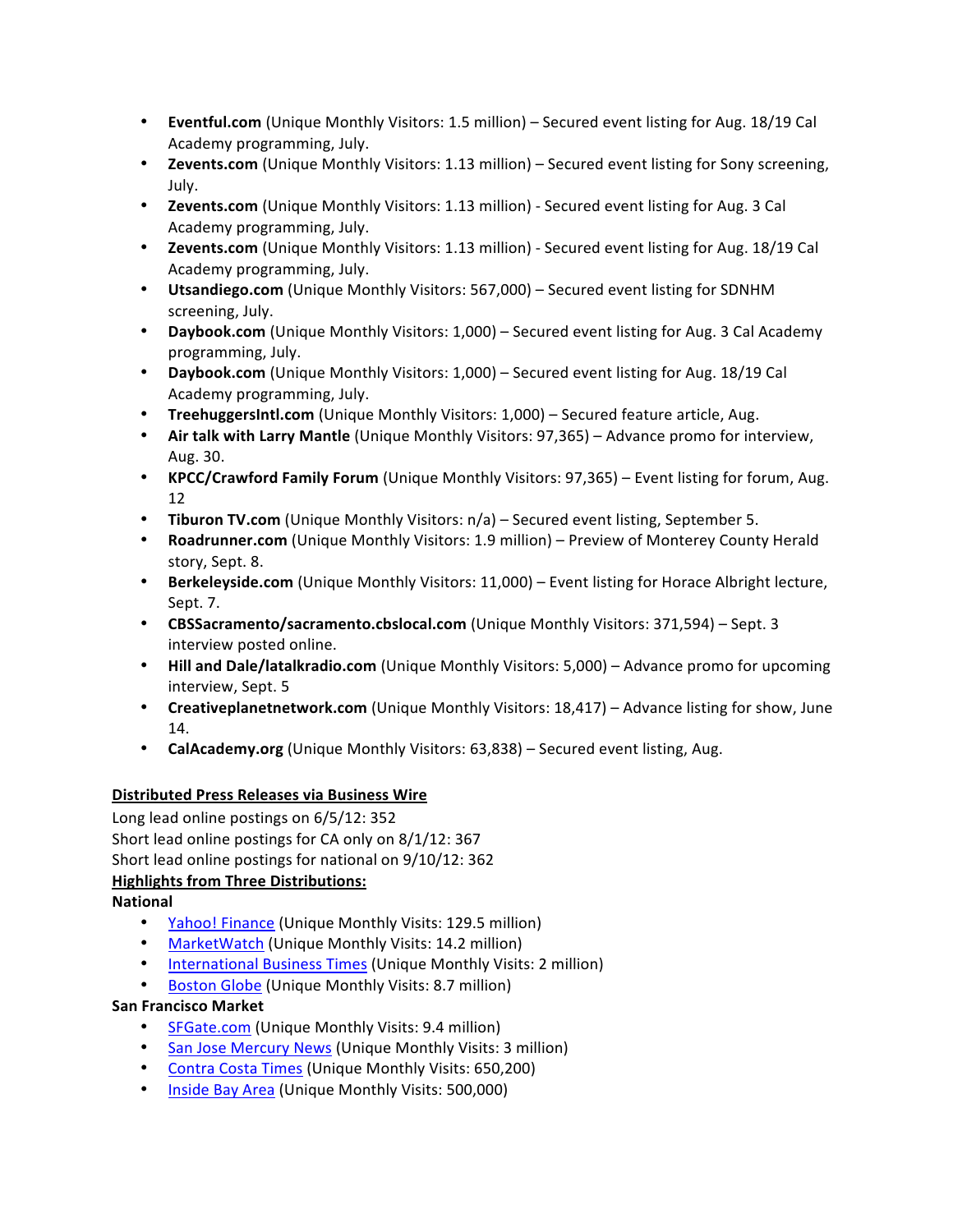- **Eventful.com** (Unique Monthly Visitors: 1.5 million) – Secured event listing for Aug. 18/19 Cal Academy programming, July.
- **Zevents.com** (Unique Monthly Visitors: 1.13 million) – Secured event listing for Sony screening, July.
- **Zevents.com** (Unique Monthly Visitors: 1.13 million) - Secured event listing for Aug. 3 Cal Academy programming, July.
- **Zevents.com** (Unique Monthly Visitors: 1.13 million) - Secured event listing for Aug. 18/19 Cal Academy programming, July.
- **Utsandiego.com** (Unique Monthly Visitors: 567,000) – Secured event listing for SDNHM screening, July.
- **Daybook.com** (Unique Monthly Visitors: 1,000) – Secured event listing for Aug. 3 Cal Academy programming, July.
- **Daybook.com** (Unique Monthly Visitors: 1,000) – Secured event listing for Aug. 18/19 Cal Academy programming, July.
- **TreehuggersIntl.com** (Unique Monthly Visitors: 1,000) – Secured feature article, Aug.
- **Air talk with Larry Mantle** (Unique Monthly Visitors: 97,365) – Advance promo for interview, Aug. 30.
- **KPCC/Crawford Family Forum** (Unique Monthly Visitors: 97,365) – Event listing for forum, Aug. 12
- **Tiburon TV.com** (Unique Monthly Visitors: n/a) – Secured event listing, September 5.
- **Roadrunner.com** (Unique Monthly Visitors: 1.9 million) – Preview of Monterey County Herald story, Sept. 8.
- **Berkeleyside.com** (Unique Monthly Visitors: 11,000) – Event listing for Horace Albright lecture, Sept. 7.
- **CBSSacramento/sacramento.cbslocal.com** (Unique Monthly Visitors: 371,594) – Sept. 3 interview posted online.
- **Hill and Dale/latalkradio.com** (Unique Monthly Visitors: 5,000) – Advance promo for upcoming interview, Sept. 5
- **Creativeplanetnetwork.com** (Unique Monthly Visitors: 18,417) – Advance listing for show, June 14.
- **CalAcademy.org** (Unique Monthly Visitors: 63,838) – Secured event listing, Aug.

**Distributed Press Releases via Business Wire**

Long lead online postings on 6/5/12: 352
Short lead online postings for CA only on 8/1/12: 367
Short lead online postings for national on 9/10/12: 362

**Highlights from Three Distributions:**

**National**

- Yahoo! Finance (Unique Monthly Visits: 129.5 million)
- MarketWatch (Unique Monthly Visits: 14.2 million)
- International Business Times (Unique Monthly Visits: 2 million)
- Boston Globe (Unique Monthly Visits: 8.7 million)

**San Francisco Market**

- SFGate.com (Unique Monthly Visits: 9.4 million)
- San Jose Mercury News (Unique Monthly Visits: 3 million)
- Contra Costa Times (Unique Monthly Visits: 650,200)
- Inside Bay Area (Unique Monthly Visits: 500,000)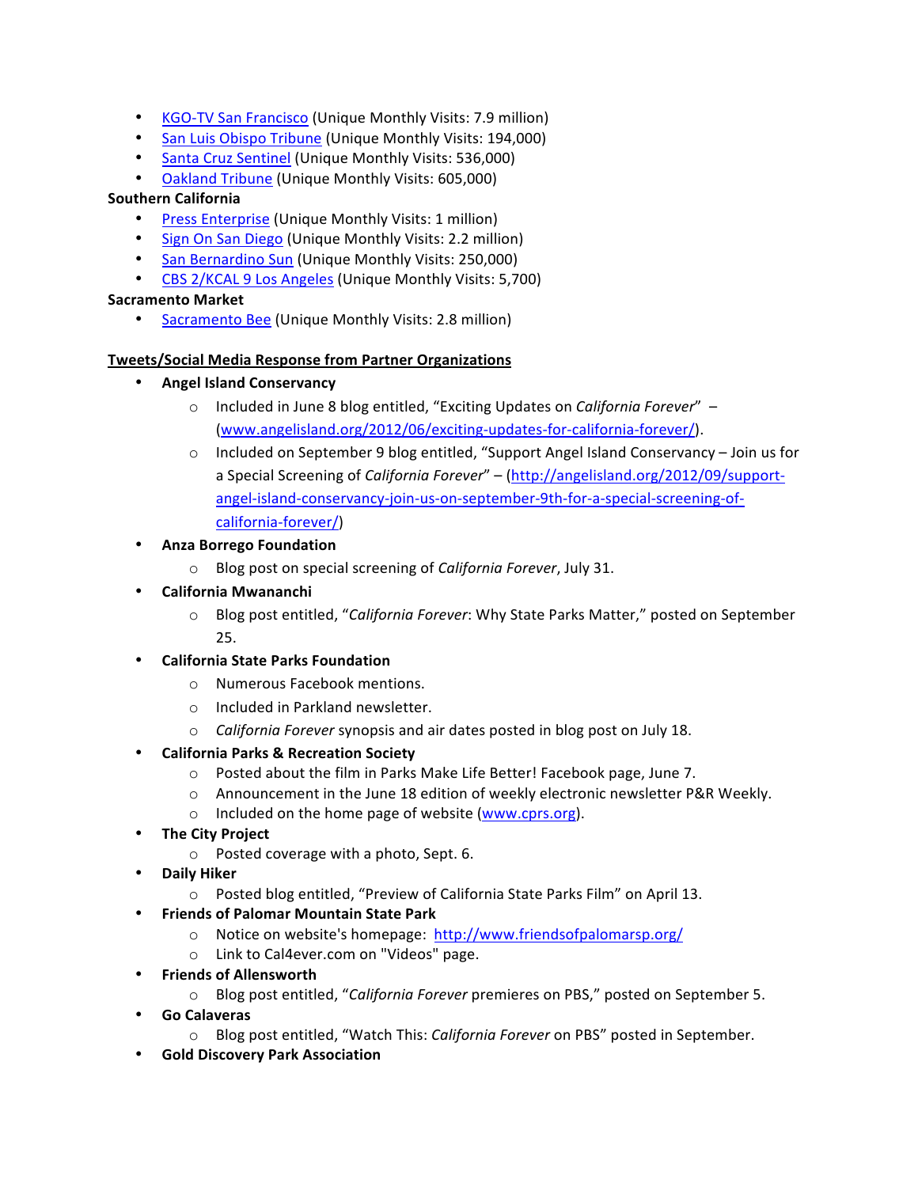- [KGO-TV San Francisco]() (Unique Monthly Visits: 7.9 million)
- [San Luis Obispo Tribune]() (Unique Monthly Visits: 194,000)
- [Santa Cruz Sentinel]() (Unique Monthly Visits: 536,000)
- [Oakland Tribune]() (Unique Monthly Visits: 605,000)

**Southern California**

- [Press Enterprise]() (Unique Monthly Visits: 1 million)
- [Sign On San Diego]() (Unique Monthly Visits: 2.2 million)
- [San Bernardino Sun]() (Unique Monthly Visits: 250,000)
- [CBS 2/KCAL 9 Los Angeles]() (Unique Monthly Visits: 5,700)

**Sacramento Market**

- [Sacramento Bee]() (Unique Monthly Visits: 2.8 million)

**<u>Tweets/Social Media Response from Partner Organizations</u>**

- **Angel Island Conservancy**
  - Included in June 8 blog entitled, "Exciting Updates on *California Forever*" – (www.angelisland.org/2012/06/exciting-updates-for-california-forever/).
  - Included on September 9 blog entitled, "Support Angel Island Conservancy – Join us for a Special Screening of *California Forever*" – (http://angelisland.org/2012/09/support-angel-island-conservancy-join-us-on-september-9th-for-a-special-screening-of-california-forever/)
- **Anza Borrego Foundation**
  - Blog post on special screening of *California Forever*, July 31.
- **California Mwananchi**
  - Blog post entitled, "*California Forever*: Why State Parks Matter," posted on September 25.
- **California State Parks Foundation**
  - Numerous Facebook mentions.
  - Included in Parkland newsletter.
  - *California Forever* synopsis and air dates posted in blog post on July 18.
- **California Parks & Recreation Society**
  - Posted about the film in Parks Make Life Better! Facebook page, June 7.
  - Announcement in the June 18 edition of weekly electronic newsletter P&R Weekly.
  - Included on the home page of website (www.cprs.org).
- **The City Project**
  - Posted coverage with a photo, Sept. 6.
- **Daily Hiker**
  - Posted blog entitled, "Preview of California State Parks Film" on April 13.
- **Friends of Palomar Mountain State Park**
  - Notice on website's homepage: http://www.friendsofpalomarsp.org/
  - Link to Cal4ever.com on "Videos" page.
- **Friends of Allensworth**
  - Blog post entitled, "*California Forever* premieres on PBS," posted on September 5.
- **Go Calaveras**
  - Blog post entitled, "Watch This: *California Forever* on PBS" posted in September.
- **Gold Discovery Park Association**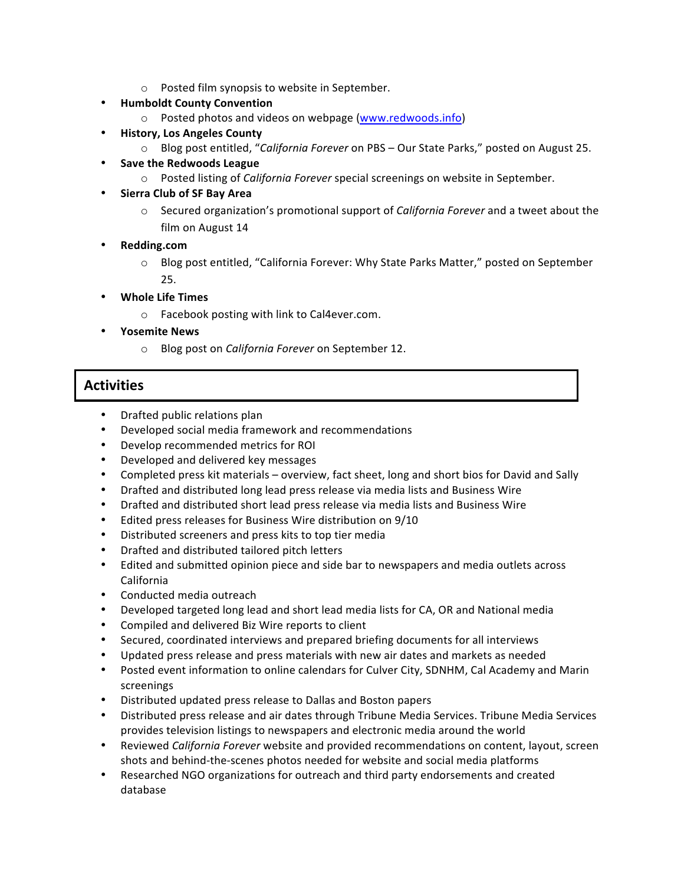- Posted film synopsis to website in September.
- **Humboldt County Convention**
    - Posted photos and videos on webpage ([www.redwoods.info](www.redwoods.info))
- **History, Los Angeles County**
    - Blog post entitled, "*California Forever* on PBS – Our State Parks," posted on August 25.
- **Save the Redwoods League**
    - Posted listing of *California Forever* special screenings on website in September.
- **Sierra Club of SF Bay Area**
    - Secured organization's promotional support of *California Forever* and a tweet about the film on August 14
- **Redding.com**
    - Blog post entitled, "California Forever: Why State Parks Matter," posted on September 25.
- **Whole Life Times**
    - Facebook posting with link to Cal4ever.com.
- **Yosemite News**
    - Blog post on *California Forever* on September 12.

## Activities

- Drafted public relations plan
- Developed social media framework and recommendations
- Develop recommended metrics for ROI
- Developed and delivered key messages
- Completed press kit materials – overview, fact sheet, long and short bios for David and Sally
- Drafted and distributed long lead press release via media lists and Business Wire
- Drafted and distributed short lead press release via media lists and Business Wire
- Edited press releases for Business Wire distribution on 9/10
- Distributed screeners and press kits to top tier media
- Drafted and distributed tailored pitch letters
- Edited and submitted opinion piece and side bar to newspapers and media outlets across California
- Conducted media outreach
- Developed targeted long lead and short lead media lists for CA, OR and National media
- Compiled and delivered Biz Wire reports to client
- Secured, coordinated interviews and prepared briefing documents for all interviews
- Updated press release and press materials with new air dates and markets as needed
- Posted event information to online calendars for Culver City, SDNHM, Cal Academy and Marin screenings
- Distributed updated press release to Dallas and Boston papers
- Distributed press release and air dates through Tribune Media Services. Tribune Media Services provides television listings to newspapers and electronic media around the world
- Reviewed *California Forever* website and provided recommendations on content, layout, screen shots and behind-the-scenes photos needed for website and social media platforms
- Researched NGO organizations for outreach and third party endorsements and created database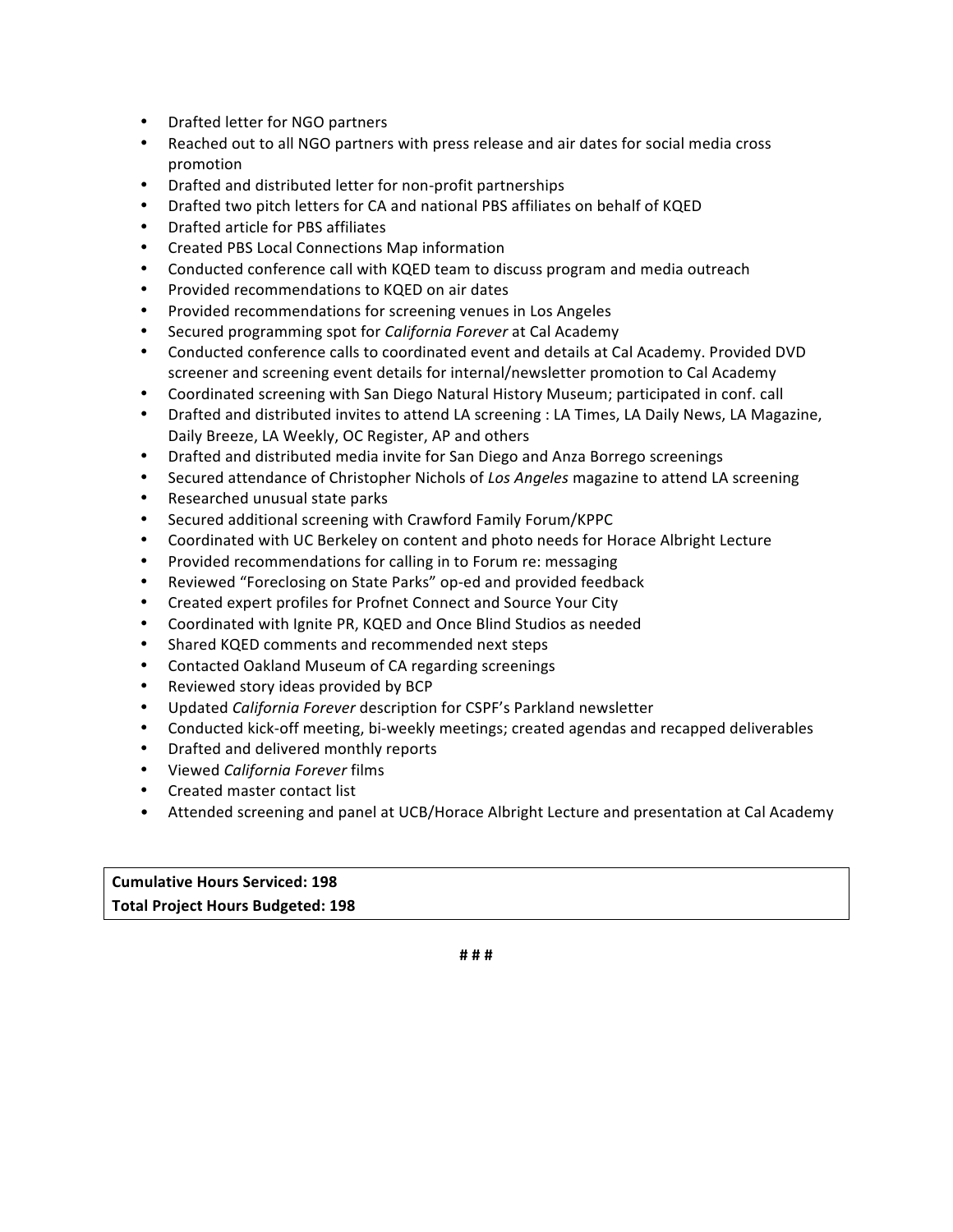- Drafted letter for NGO partners
- Reached out to all NGO partners with press release and air dates for social media cross promotion
- Drafted and distributed letter for non-profit partnerships
- Drafted two pitch letters for CA and national PBS affiliates on behalf of KQED
- Drafted article for PBS affiliates
- Created PBS Local Connections Map information
- Conducted conference call with KQED team to discuss program and media outreach
- Provided recommendations to KQED on air dates
- Provided recommendations for screening venues in Los Angeles
- Secured programming spot for *California Forever* at Cal Academy
- Conducted conference calls to coordinated event and details at Cal Academy. Provided DVD screener and screening event details for internal/newsletter promotion to Cal Academy
- Coordinated screening with San Diego Natural History Museum; participated in conf. call
- Drafted and distributed invites to attend LA screening : LA Times, LA Daily News, LA Magazine, Daily Breeze, LA Weekly, OC Register, AP and others
- Drafted and distributed media invite for San Diego and Anza Borrego screenings
- Secured attendance of Christopher Nichols of *Los Angeles* magazine to attend LA screening
- Researched unusual state parks
- Secured additional screening with Crawford Family Forum/KPPC
- Coordinated with UC Berkeley on content and photo needs for Horace Albright Lecture
- Provided recommendations for calling in to Forum re: messaging
- Reviewed "Foreclosing on State Parks" op-ed and provided feedback
- Created expert profiles for Profnet Connect and Source Your City
- Coordinated with Ignite PR, KQED and Once Blind Studios as needed
- Shared KQED comments and recommended next steps
- Contacted Oakland Museum of CA regarding screenings
- Reviewed story ideas provided by BCP
- Updated *California Forever* description for CSPF's Parkland newsletter
- Conducted kick-off meeting, bi-weekly meetings; created agendas and recapped deliverables
- Drafted and delivered monthly reports
- Viewed *California Forever* films
- Created master contact list
- Attended screening and panel at UCB/Horace Albright Lecture and presentation at Cal Academy

**Cumulative Hours Serviced: 198**
**Total Project Hours Budgeted: 198**

# # #